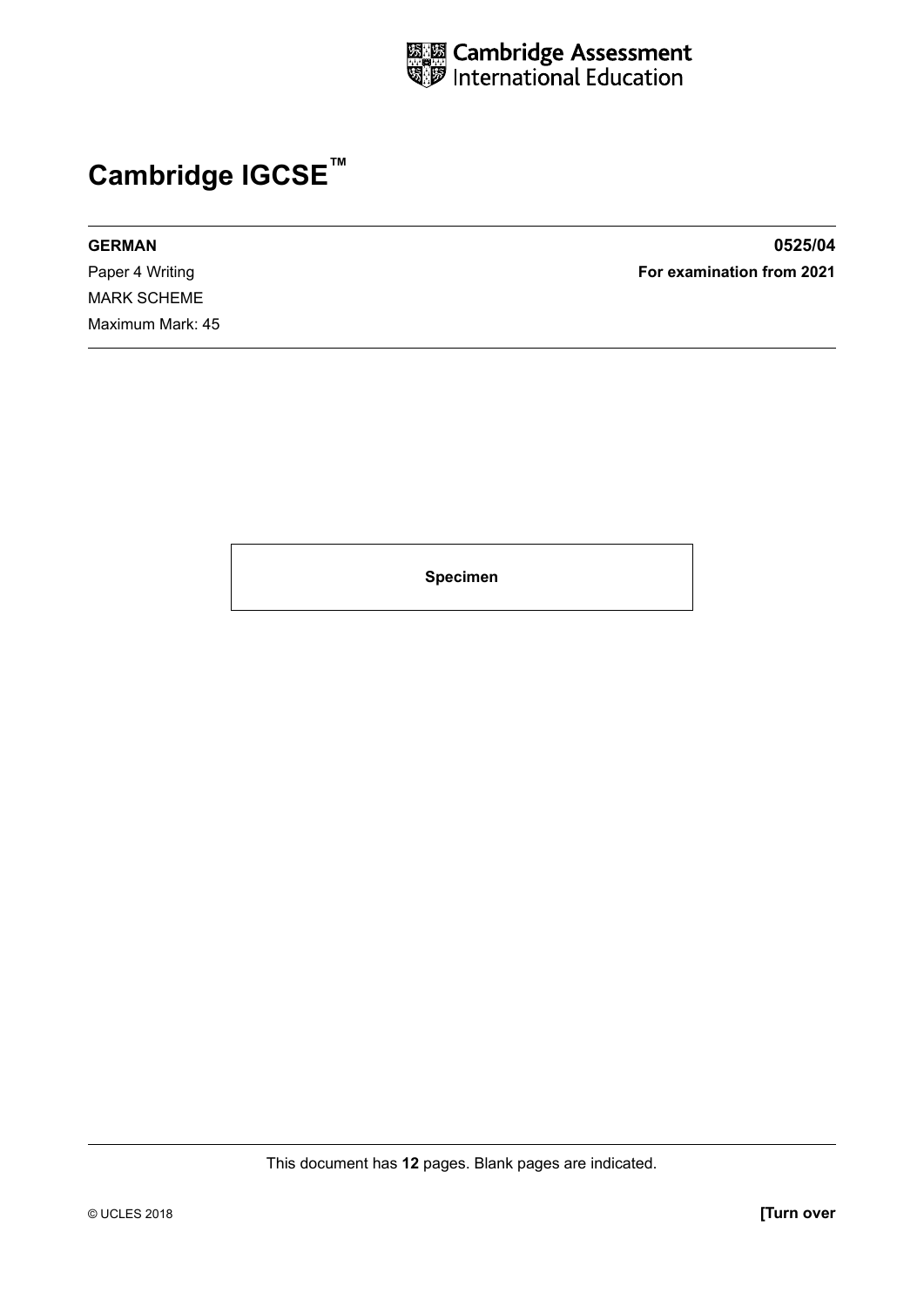Cambridge Assessment International Education

# Cambridge IGCSE™

**GERMAN** **0525/04**

Paper 4 Writing **For examination from 2021**

MARK SCHEME

Maximum Mark: 45

**Specimen**

This document has **12** pages. Blank pages are indicated.

© UCLES 2018 **[Turn over**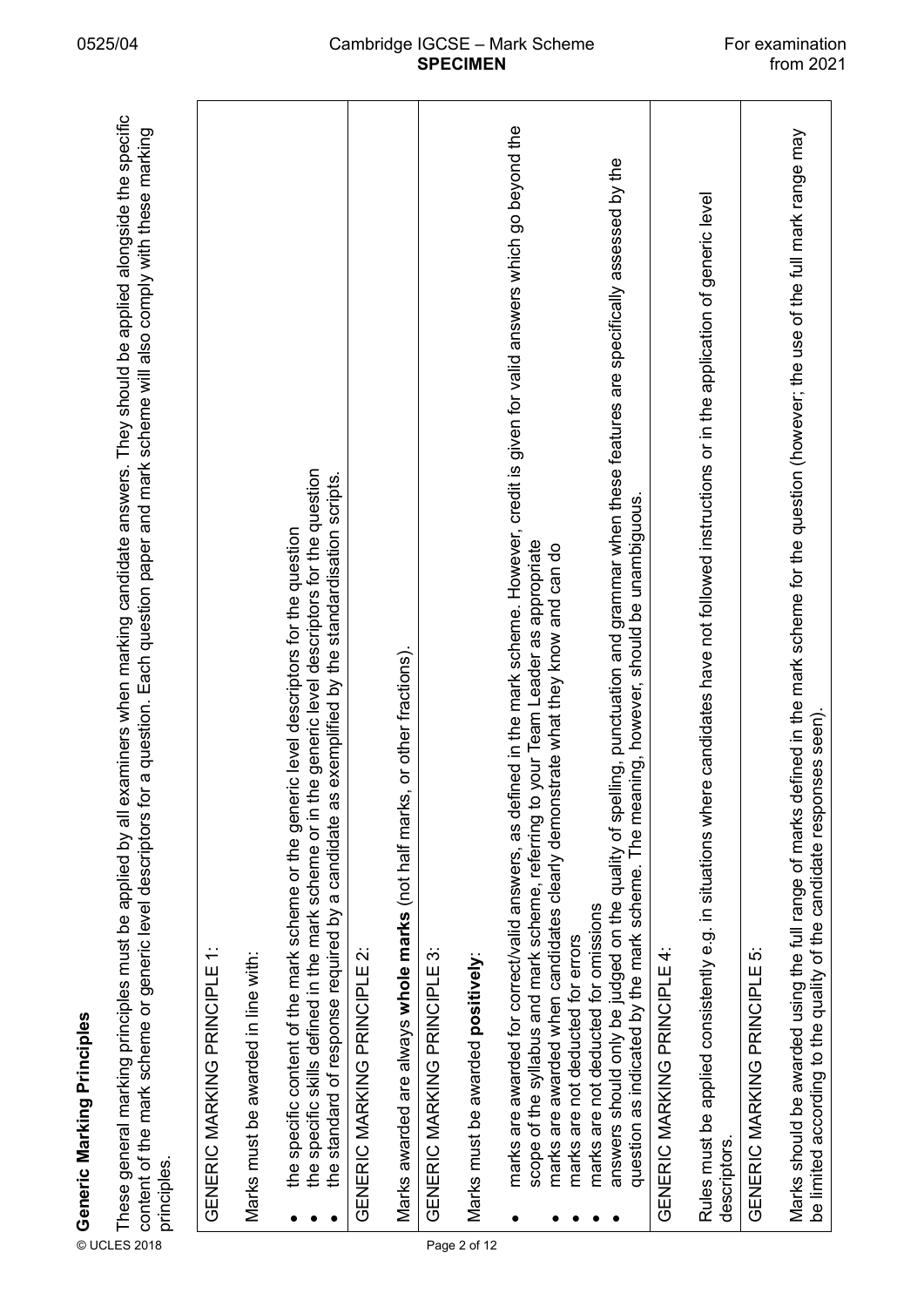## Generic Marking Principles

These general marking principles must be applied by all examiners when marking candidate answers. They should be applied alongside the specific content of the mark scheme or generic level descriptors for a question. Each question paper and mark scheme will also comply with these marking principles.

| GENERIC MARKING PRINCIPLE 1: |
|---|
| Marks must be awarded in line with:<br>• the specific content of the mark scheme or the generic level descriptors for the question<br>• the specific skills defined in the mark scheme or in the generic level descriptors for the question<br>• the standard of response required by a candidate as exemplified by the standardisation scripts. |
| GENERIC MARKING PRINCIPLE 2: |
| Marks awarded are always **whole marks** (not half marks, or other fractions). |
| GENERIC MARKING PRINCIPLE 3: |
| Marks must be awarded **positively**:<br>• marks are awarded for correct/valid answers, as defined in the mark scheme. However, credit is given for valid answers which go beyond the scope of the syllabus and mark scheme, referring to your Team Leader as appropriate<br>• marks are awarded when candidates clearly demonstrate what they know and can do<br>• marks are not deducted for errors<br>• marks are not deducted for omissions<br>• answers should only be judged on the quality of spelling, punctuation and grammar when these features are specifically assessed by the question as indicated by the mark scheme. The meaning, however, should be unambiguous. |
| GENERIC MARKING PRINCIPLE 4: |
| Rules must be applied consistently e.g. in situations where candidates have not followed instructions or in the application of generic level descriptors. |
| GENERIC MARKING PRINCIPLE 5: |
| Marks should be awarded using the full range of marks defined in the mark scheme for the question (however; the use of the full mark range may be limited according to the quality of the candidate responses seen). |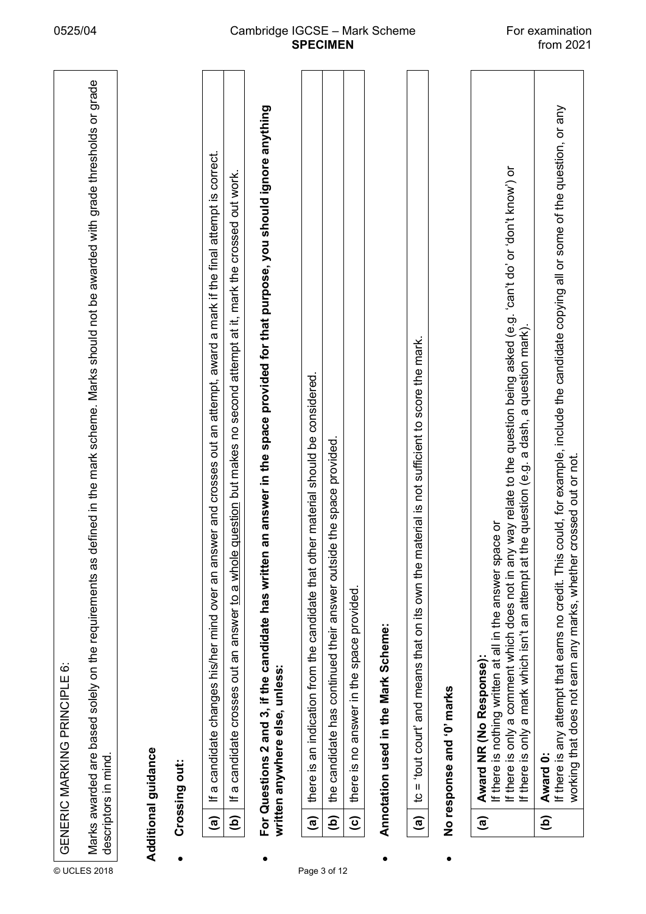| GENERIC MARKING PRINCIPLE 6: |
| --- |
| Marks awarded are based solely on the requirements as defined in the mark scheme. Marks should not be awarded with grade thresholds or grade descriptors in mind. |

## Additional guidance

- **Crossing out:**

| | |
| --- | --- |
| **(a)** | If a candidate changes his/her mind over an answer and crosses out an attempt, award a mark if the final attempt is correct. |
| **(b)** | If a candidate crosses out an answer to a whole question but makes no second attempt at it, mark the crossed out work. |

- **For Questions 2 and 3, if the candidate has written an answer in the space provided for that purpose, you should ignore anything written anywhere else, unless:**

| | |
| --- | --- |
| **(a)** | there is an indication from the candidate that other material should be considered. |
| **(b)** | the candidate has continued their answer outside the space provided. |
| **(c)** | there is no answer in the space provided. |

- **Annotation used in the Mark Scheme:**

| | |
| --- | --- |
| **(a)** | tc = 'tout court' and means that on its own the material is not sufficient to score the mark. |

- **No response and '0' marks**

| | |
| --- | --- |
| **(a)** | **Award NR (No Response):**<br>If there is nothing written at all in the answer space or<br>If there is only a comment which does not in any way relate to the question being asked (e.g. 'can't do' or 'don't know') or<br>If there is only a mark which isn't an attempt at the question (e.g. a dash, a question mark). |
| **(b)** | **Award 0:**<br>If there is any attempt that earns no credit. This could, for example, include the candidate copying all or some of the question, or any working that does not earn any marks, whether crossed out or not. |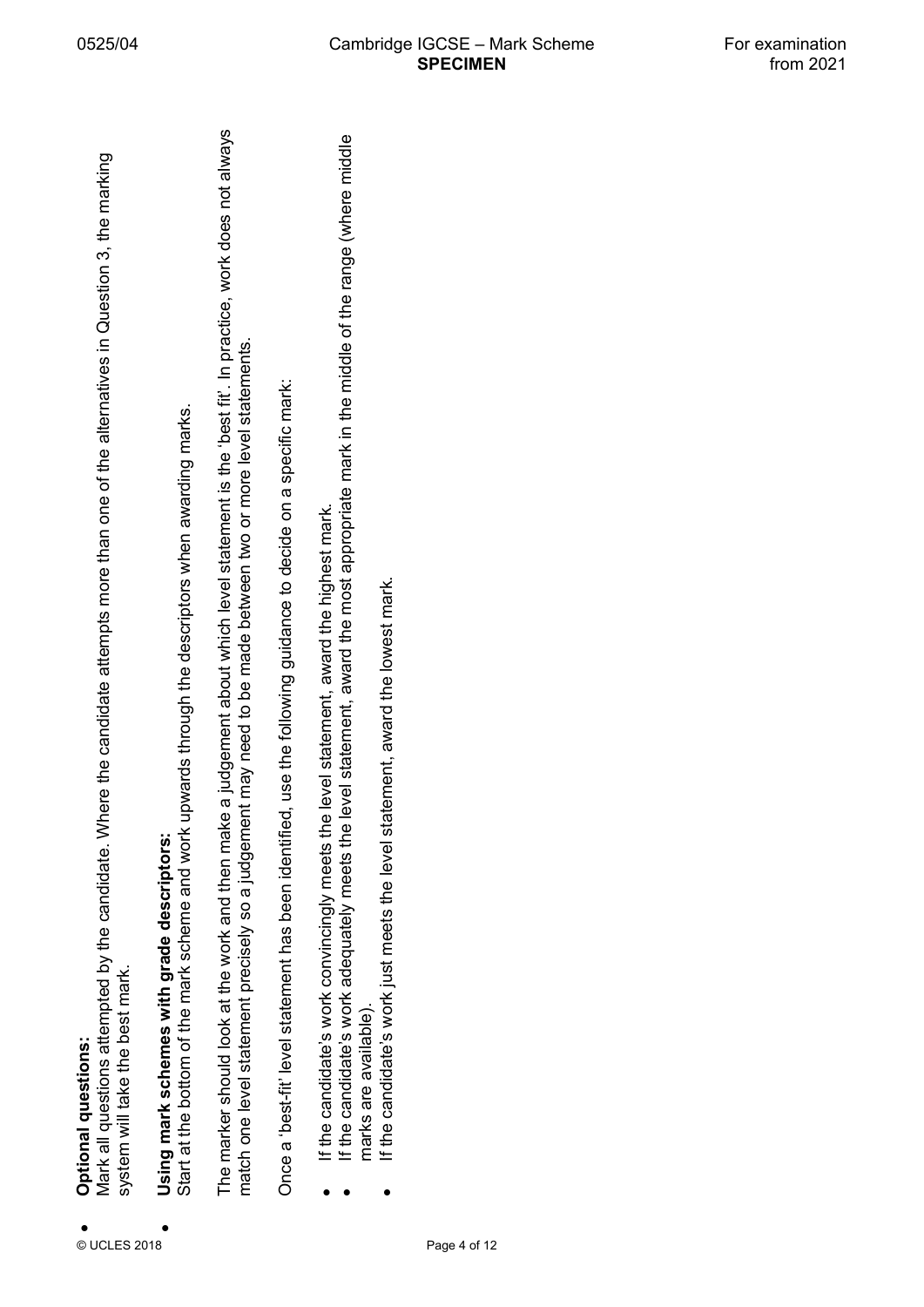- **Optional questions:**
  Mark all questions attempted by the candidate. Where the candidate attempts more than one of the alternatives in Question 3, the marking system will take the best mark.

- **Using mark schemes with grade descriptors:**
  Start at the bottom of the mark scheme and work upwards through the descriptors when awarding marks.

  The marker should look at the work and then make a judgement about which level statement is the 'best fit'. In practice, work does not always match one level statement precisely so a judgement may need to be made between two or more level statements.

  Once a 'best-fit' level statement has been identified, use the following guidance to decide on a specific mark:

  - If the candidate's work convincingly meets the level statement, award the highest mark.
  - If the candidate's work adequately meets the level statement, award the most appropriate mark in the middle of the range (where middle marks are available).
  - If the candidate's work just meets the level statement, award the lowest mark.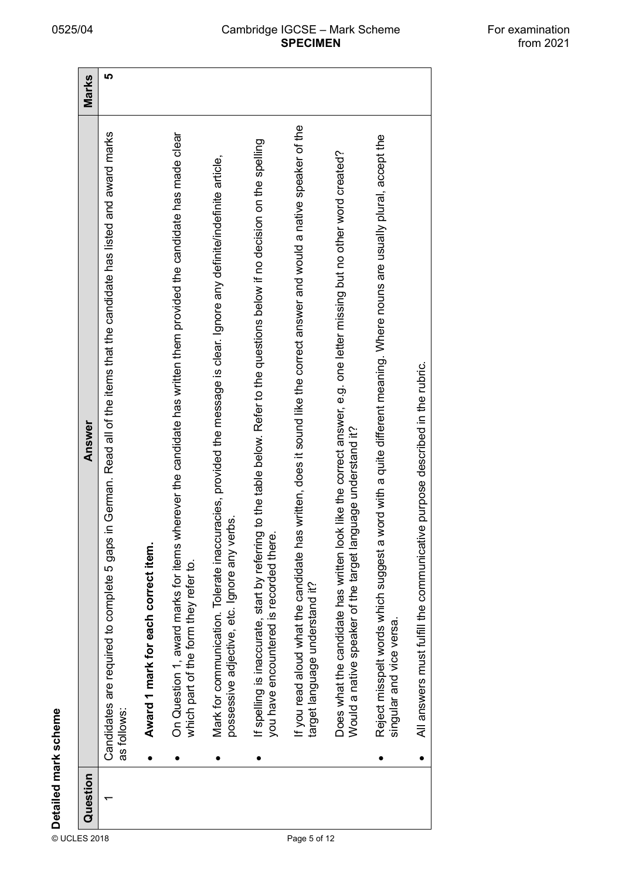## Detailed mark scheme

| Question | Answer | Marks |
|---|---|---|
| 1 | Candidates are required to complete 5 gaps in German. Read all of the items that the candidate has listed and award marks as follows:<br><br>• **Award 1 mark for each correct item.**<br><br>• On Question 1, award marks for items wherever the candidate has written them provided the candidate has made clear which part of the form they refer to.<br><br>• Mark for communication. Tolerate inaccuracies, provided the message is clear. Ignore any definite/indefinite article, possessive adjective, etc. Ignore any verbs.<br><br>• If spelling is inaccurate, start by referring to the table below. Refer to the questions below if no decision on the spelling you have encountered is recorded there.<br><br>If you read aloud what the candidate has written, does it sound like the correct answer and would a native speaker of the target language understand it?<br><br>Does what the candidate has written look like the correct answer, e.g. one letter missing but no other word created? Would a native speaker of the target language understand it?<br><br>• Reject misspelt words which suggest a word with a quite different meaning. Where nouns are usually plural, accept the singular and vice versa.<br><br>• All answers must fulfill the communicative purpose described in the rubric. | 5 |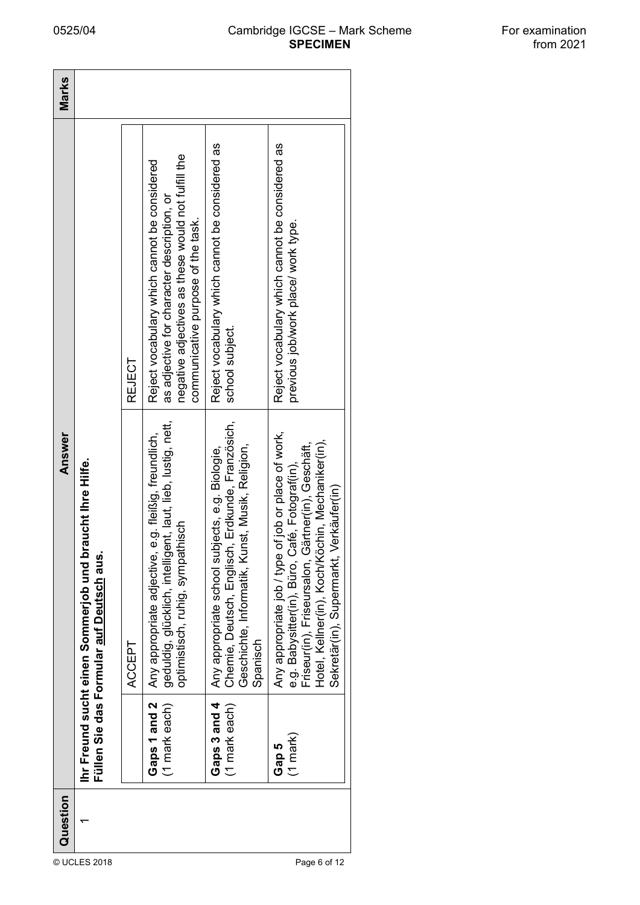| Question | Answer | | | Marks |
|---|---|---|---|---|
| 1 | **Ihr Freund sucht einen Sommerjob und braucht Ihre Hilfe. Füllen Sie das Formular auf Deutsch aus.** | | | |
| | | ACCEPT | REJECT | |
| | **Gaps 1 and 2** (1 mark each) | Any appropriate adjective, e.g. fleißig, freundlich, geduldig, glücklich, intelligent, laut, lieb, lustig, nett, optimistisch, ruhig, sympathisch | Reject vocabulary which cannot be considered as adjective for character description, or negative adjectives as these would not fulfill the communicative purpose of the task. | |
| | **Gaps 3 and 4** (1 mark each) | Any appropriate school subjects, e.g. Biologie, Chemie, Deutsch, Englisch, Erdkunde, Französich, Geschichte, Informatik, Kunst, Musik, Religion, Spanisch | Reject vocabulary which cannot be considered as school subject. | |
| | **Gap 5** (1 mark) | Any appropriate job / type of job or place of work, e.g. Babysitter(in), Büro, Café, Fotograf(in), Friseur(in), Friseursalon, Gärtner(in), Geschäft, Hotel, Kellner(in), Koch/Köchin, Mechaniker(in), Sekretär(in), Supermarkt, Verkäufer(in) | Reject vocabulary which cannot be considered as previous job/work place/ work type. | |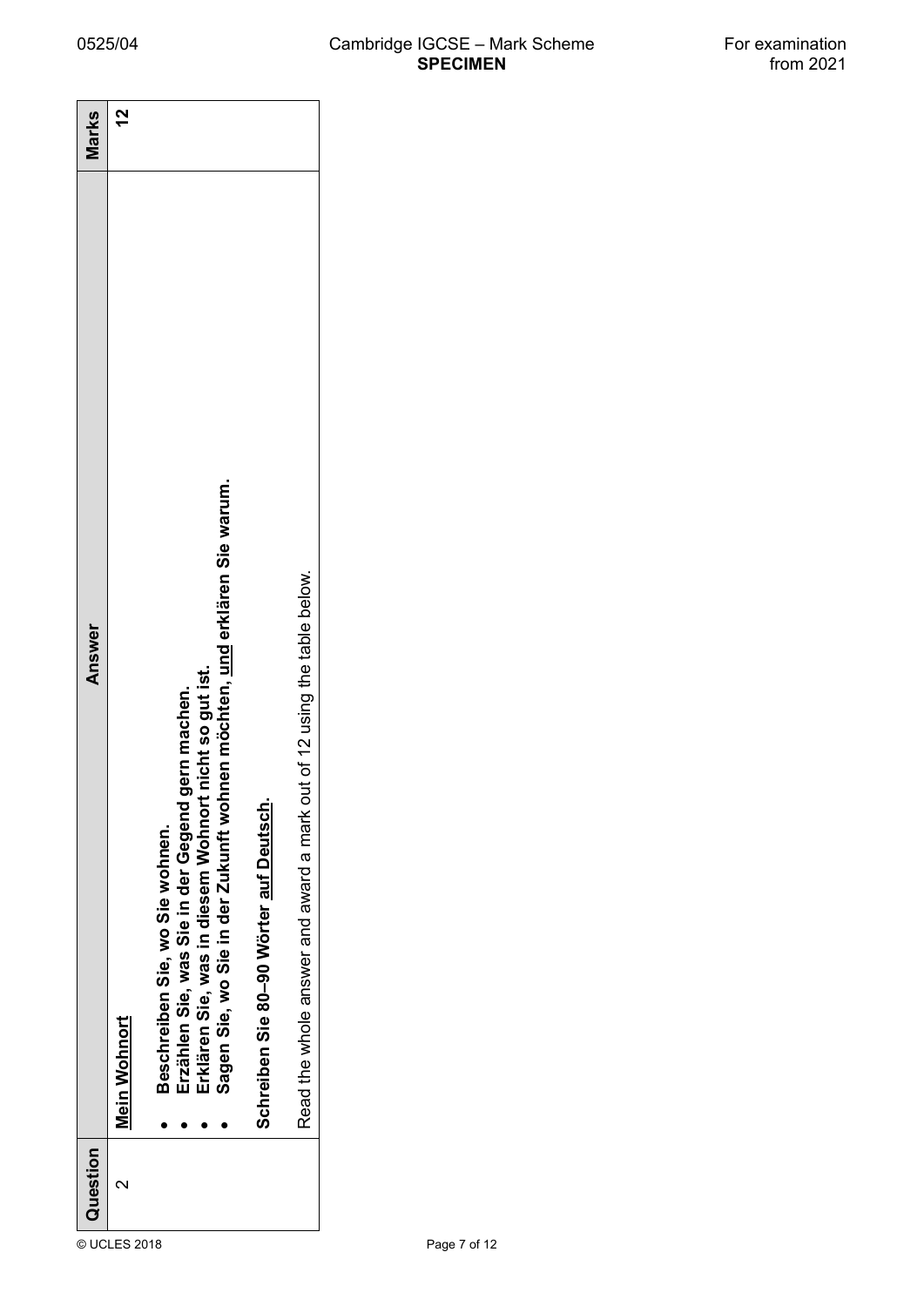| Question | Answer | Marks |
|---|---|---|
| 2 | **<u>Mein Wohnort</u>**<br><br>• **Beschreiben Sie, wo Sie wohnen.**<br>• **Erzählen Sie, was Sie in der Gegend gern machen.**<br>• **Erklären Sie, was in diesem Wohnort nicht so gut ist.**<br>• **Sagen Sie, wo Sie in der Zukunft wohnen möchten, <u>und</u> erklären Sie warum.**<br><br>**Schreiben Sie 80–90 Wörter <u>auf Deutsch</u>.**<br><br>Read the whole answer and award a mark out of 12 using the table below. | 12 |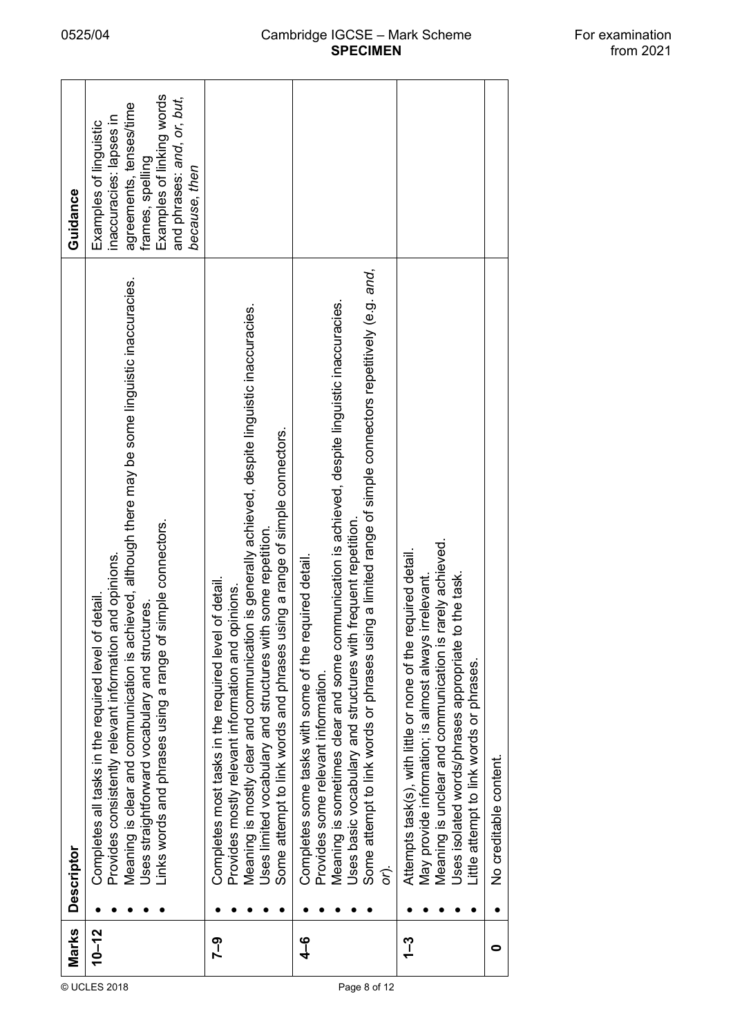| Marks | Descriptor | Guidance |
|---|---|---|
| 10–12 | • Completes all tasks in the required level of detail.<br>• Provides consistently relevant information and opinions.<br>• Meaning is clear and communication is achieved, although there may be some linguistic inaccuracies.<br>• Uses straightforward vocabulary and structures.<br>• Links words and phrases using a range of simple connectors. | Examples of linguistic inaccuracies: lapses in agreements, tenses/time frames, spelling<br>Examples of linking words and phrases: *and*, *or*, *but*, *because*, *then* |
| 7–9 | • Completes most tasks in the required level of detail.<br>• Provides mostly relevant information and opinions.<br>• Meaning is mostly clear and communication is generally achieved, despite linguistic inaccuracies.<br>• Uses limited vocabulary and structures with some repetition.<br>• Some attempt to link words and phrases using a range of simple connectors. | |
| 4–6 | • Completes some tasks with some of the required detail.<br>• Provides some relevant information.<br>• Meaning is sometimes clear and some communication is achieved, despite linguistic inaccuracies.<br>• Uses basic vocabulary and structures with frequent repetition.<br>• Some attempt to link words or phrases using a limited range of simple connectors repetitively (e.g. *and*, *or*). | |
| 1–3 | • Attempts task(s), with little or none of the required detail.<br>• May provide information; is almost always irrelevant.<br>• Meaning is unclear and communication is rarely achieved.<br>• Uses isolated words/phrases appropriate to the task.<br>• Little attempt to link words or phrases. | |
| 0 | • No creditable content. | |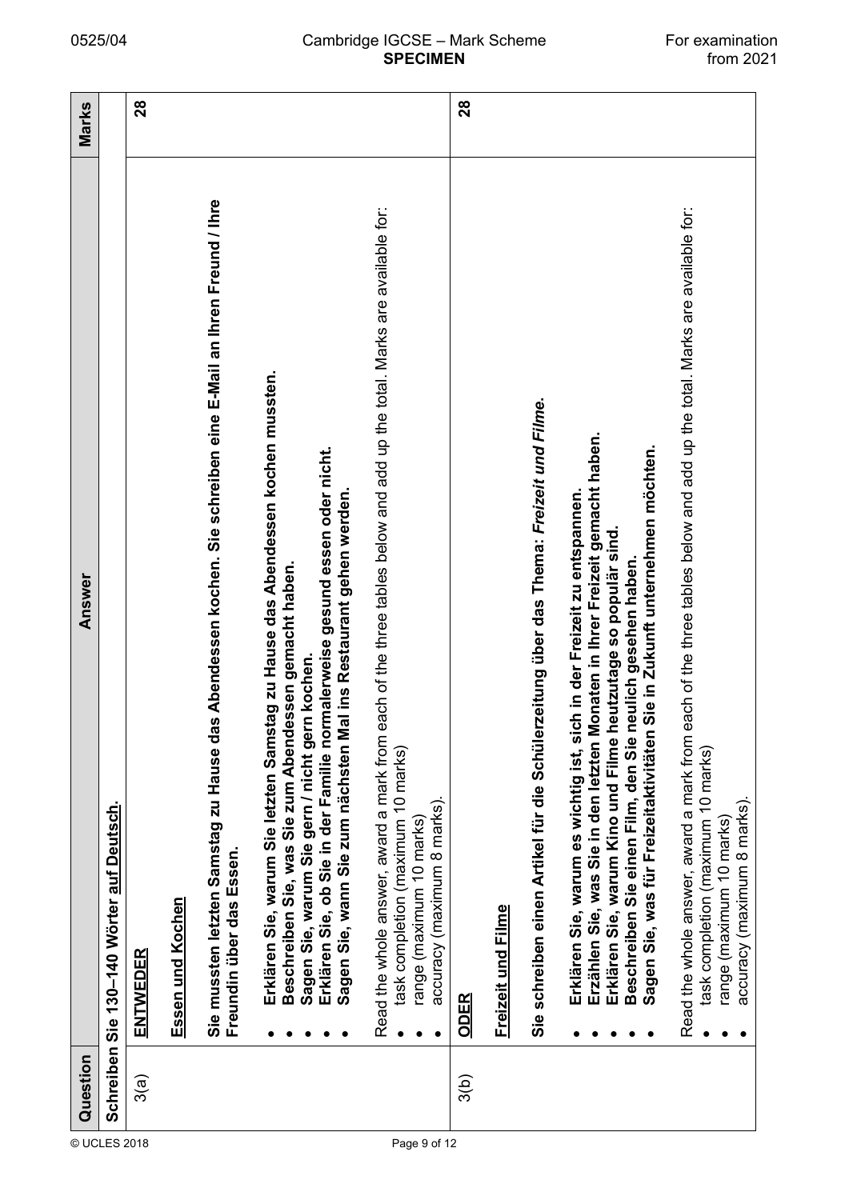| Question | Answer | Marks |
|---|---|---|
| **Schreiben Sie 130–140 Wörter auf Deutsch.** | | |
| 3(a) | **ENTWEDER**<br><br>**Essen und Kochen**<br><br>**Sie mussten letzten Samstag zu Hause das Abendessen kochen. Sie schreiben eine E-Mail an Ihren Freund / Ihre Freundin über das Essen.**<br><br>• **Erklären Sie, warum Sie letzten Samstag zu Hause das Abendessen kochen mussten.**<br>• **Beschreiben Sie, was Sie zum Abendessen gemacht haben.**<br>• **Sagen Sie, warum Sie gern / nicht gern kochen.**<br>• **Erklären Sie, ob Sie in der Familie normalerweise gesund essen oder nicht.**<br>• **Sagen Sie, wann Sie zum nächsten Mal ins Restaurant gehen werden.**<br><br>Read the whole answer, award a mark from each of the three tables below and add up the total. Marks are available for:<br>• task completion (maximum 10 marks)<br>• range (maximum 10 marks)<br>• accuracy (maximum 8 marks). | 28 |
| 3(b) | **ODER**<br><br>**Freizeit und Filme**<br><br>**Sie schreiben einen Artikel für die Schülerzeitung über das Thema: *Freizeit und Filme*.**<br><br>• **Erklären Sie, warum es wichtig ist, sich in der Freizeit zu entspannen.**<br>• **Erzählen Sie, was Sie in den letzten Monaten in Ihrer Freizeit gemacht haben.**<br>• **Erklären Sie, warum Kino und Filme heutzutage so populär sind.**<br>• **Beschreiben Sie einen Film, den Sie neulich gesehen haben.**<br>• **Sagen Sie, was für Freizeitaktivitäten Sie in Zukunft unternehmen möchten.**<br><br>Read the whole answer, award a mark from each of the three tables below and add up the total. Marks are available for:<br>• task completion (maximum 10 marks)<br>• range (maximum 10 marks)<br>• accuracy (maximum 8 marks). | 28 |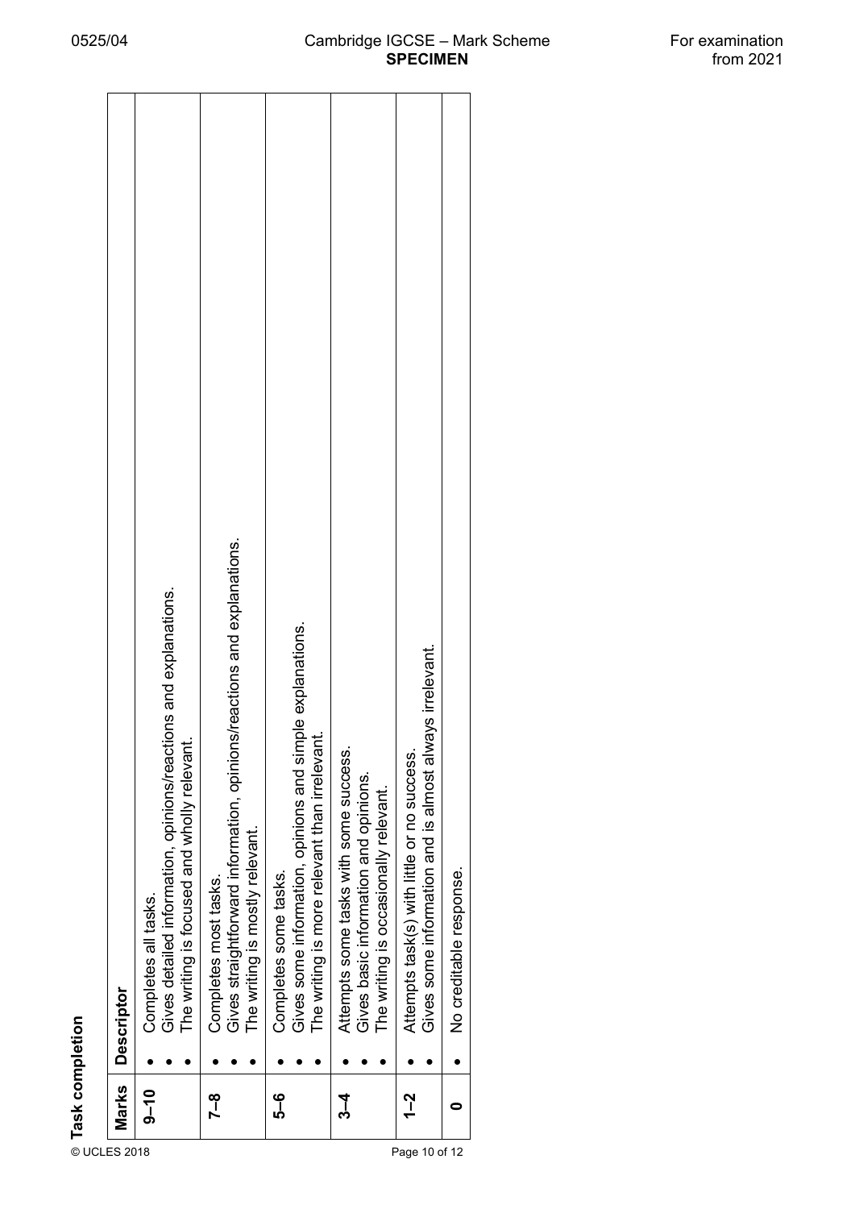**Task completion**

| Marks | Descriptor |
|---|---|
| 9–10 | • Completes all tasks.<br>• Gives detailed information, opinions/reactions and explanations.<br>• The writing is focused and wholly relevant. |
| 7–8 | • Completes most tasks.<br>• Gives straightforward information, opinions/reactions and explanations.<br>• The writing is mostly relevant. |
| 5–6 | • Completes some tasks.<br>• Gives some information, opinions and simple explanations.<br>• The writing is more relevant than irrelevant. |
| 3–4 | • Attempts some tasks with some success.<br>• Gives basic information and opinions.<br>• The writing is occasionally relevant. |
| 1–2 | • Attempts task(s) with little or no success.<br>• Gives some information and is almost always irrelevant. |
| 0 | • No creditable response. |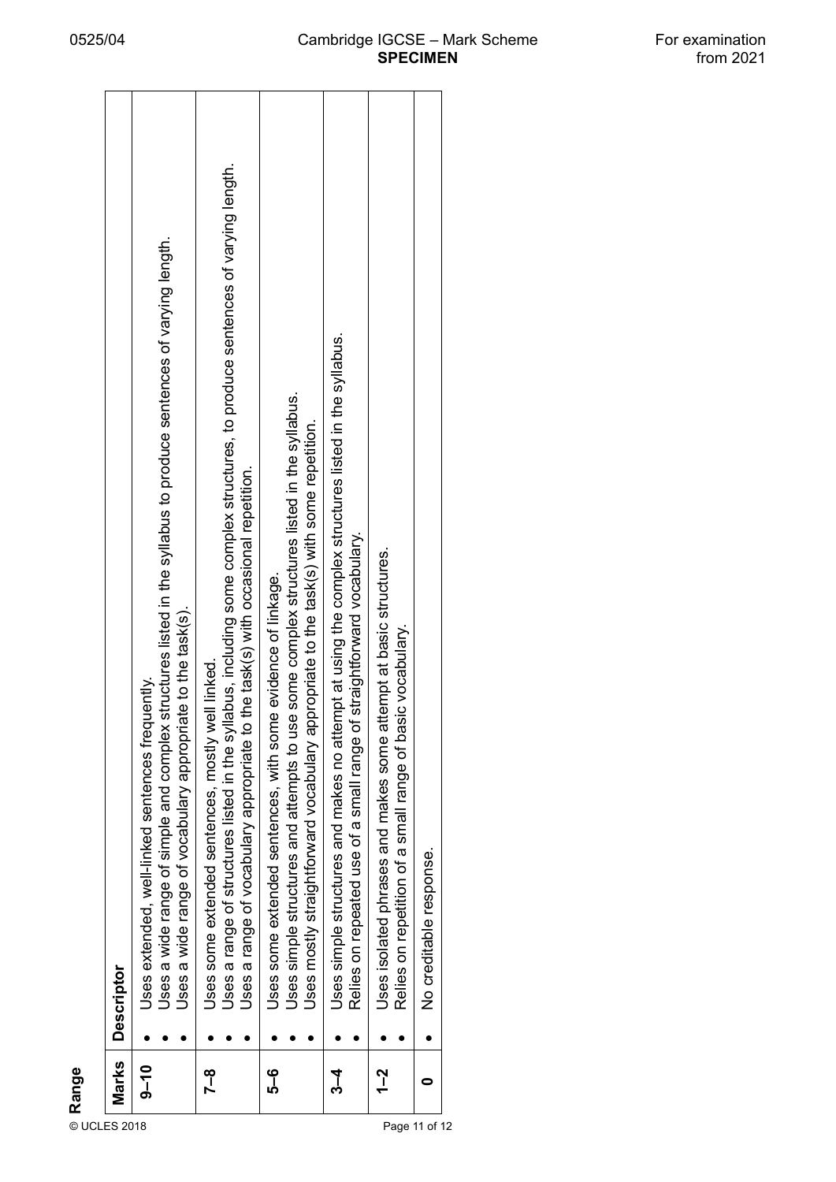**Range**

| Marks | Descriptor |
|---|---|
| 9–10 | • Uses extended, well-linked sentences frequently.<br>• Uses a wide range of simple and complex structures listed in the syllabus to produce sentences of varying length.<br>• Uses a wide range of vocabulary appropriate to the task(s). |
| 7–8 | • Uses some extended sentences, mostly well linked.<br>• Uses a range of structures listed in the syllabus, including some complex structures, to produce sentences of varying length.<br>• Uses a range of vocabulary appropriate to the task(s) with occasional repetition. |
| 5–6 | • Uses some extended sentences, with some evidence of linkage.<br>• Uses simple structures and attempts to use some complex structures listed in the syllabus.<br>• Uses mostly straightforward vocabulary appropriate to the task(s) with some repetition. |
| 3–4 | • Uses simple structures and makes no attempt at using the complex structures listed in the syllabus.<br>• Relies on repeated use of a small range of straightforward vocabulary. |
| 1–2 | • Uses isolated phrases and makes some attempt at basic structures.<br>• Relies on repetition of a small range of basic vocabulary. |
| 0 | • No creditable response. |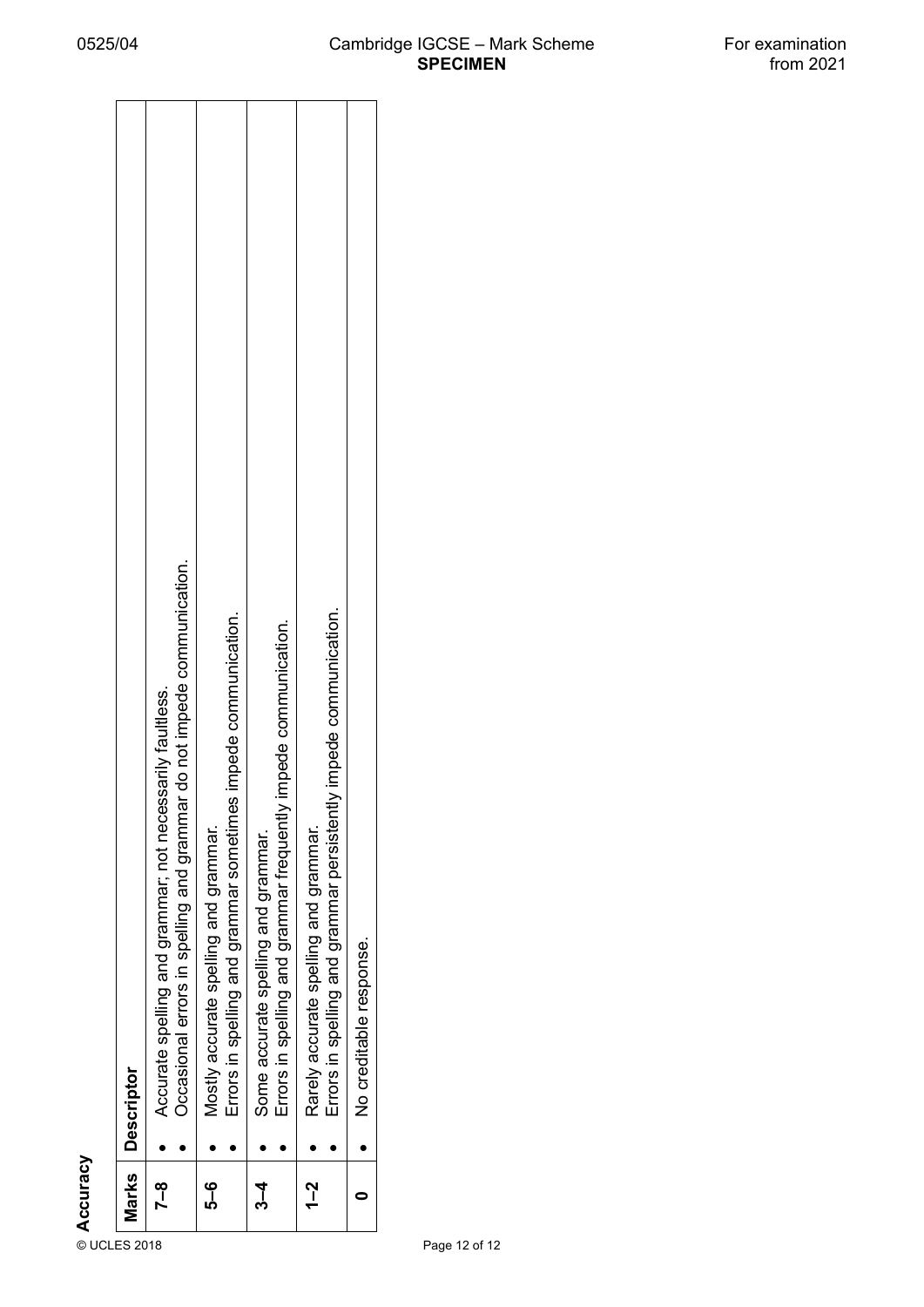**Accuracy**

| Marks | Descriptor |
|---|---|
| 7–8 | • Accurate spelling and grammar; not necessarily faultless.<br>• Occasional errors in spelling and grammar do not impede communication. |
| 5–6 | • Mostly accurate spelling and grammar.<br>• Errors in spelling and grammar sometimes impede communication. |
| 3–4 | • Some accurate spelling and grammar.<br>• Errors in spelling and grammar frequently impede communication. |
| 1–2 | • Rarely accurate spelling and grammar.<br>• Errors in spelling and grammar persistently impede communication. |
| 0 | • No creditable response. |